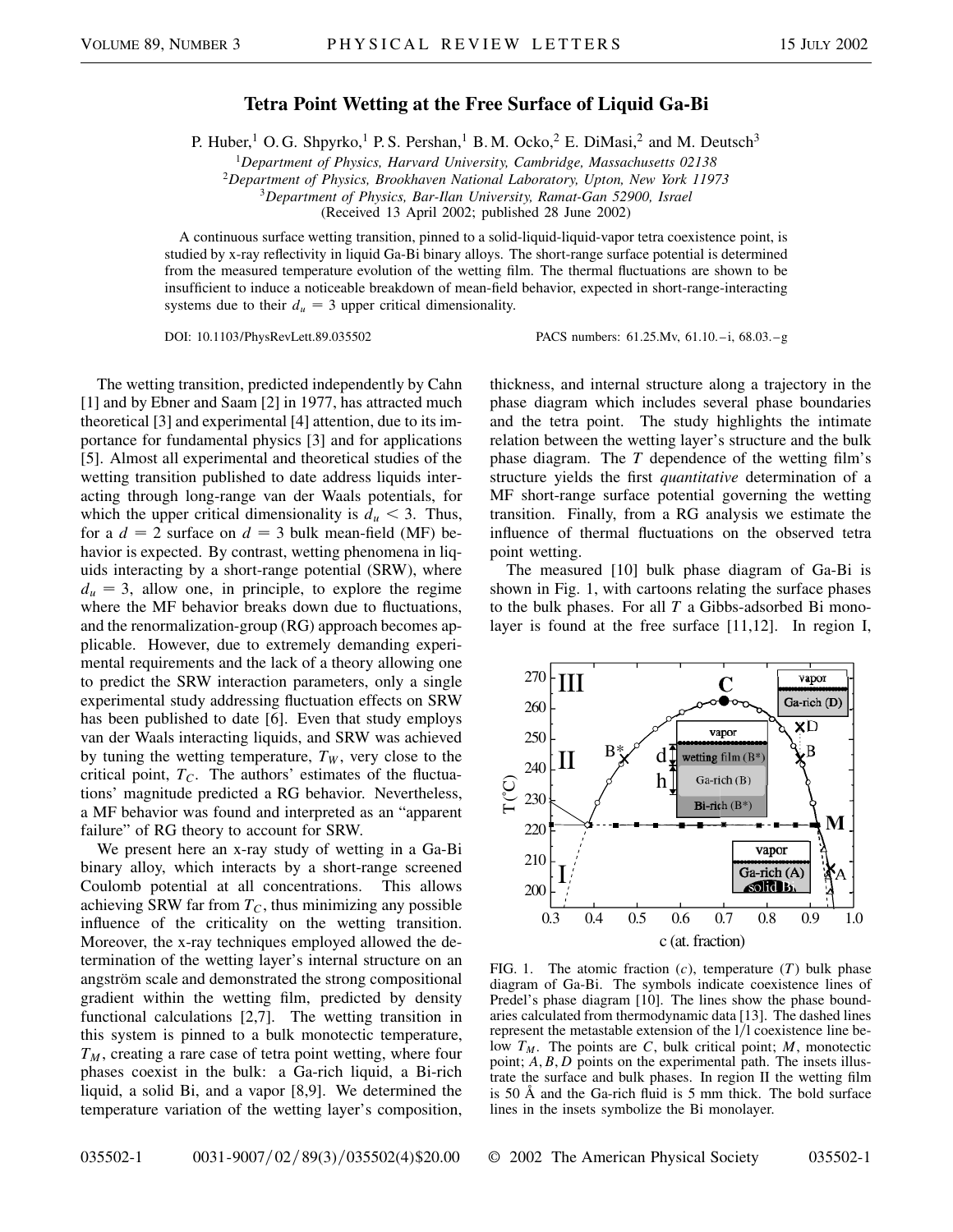# Tetra Point Wetting at the Free Surface of Liquid Ga-Bi

P. Huber,[1] O. G. Shpyrko,[1] P. S. Pershan,[1] B. M. Ocko,[2] E. DiMasi,[2] and M. Deutsch[3]

[1]*Department of Physics, Harvard University, Cambridge, Massachusetts 02138*
[2]*Department of Physics, Brookhaven National Laboratory, Upton, New York 11973*
[3]*Department of Physics, Bar-Ilan University, Ramat-Gan 52900, Israel*
(Received 13 April 2002; published 28 June 2002)

A continuous surface wetting transition, pinned to a solid-liquid-liquid-vapor tetra coexistence point, is studied by x-ray reflectivity in liquid Ga-Bi binary alloys. The short-range surface potential is determined from the measured temperature evolution of the wetting film. The thermal fluctuations are shown to be insufficient to induce a noticeable breakdown of mean-field behavior, expected in short-range-interacting systems due to their $d_u = 3$ upper critical dimensionality.

DOI: 10.1103/PhysRevLett.89.035502 PACS numbers: 61.25.Mv, 61.10.–i, 68.03.–g

The wetting transition, predicted independently by Cahn [1] and by Ebner and Saam [2] in 1977, has attracted much theoretical [3] and experimental [4] attention, due to its importance for fundamental physics [3] and for applications [5]. Almost all experimental and theoretical studies of the wetting transition published to date address liquids interacting through long-range van der Waals potentials, for which the upper critical dimensionality is $d_u < 3$. Thus, for a $d = 2$ surface on $d = 3$ bulk mean-field (MF) behavior is expected. By contrast, wetting phenomena in liquids interacting by a short-range potential (SRW), where $d_u = 3$, allow one, in principle, to explore the regime where the MF behavior breaks down due to fluctuations, and the renormalization-group (RG) approach becomes applicable. However, due to extremely demanding experimental requirements and the lack of a theory allowing one to predict the SRW interaction parameters, only a single experimental study addressing fluctuation effects on SRW has been published to date [6]. Even that study employs van der Waals interacting liquids, and SRW was achieved by tuning the wetting temperature, $T_W$, very close to the critical point, $T_C$. The authors' estimates of the fluctuations' magnitude predicted a RG behavior. Nevertheless, a MF behavior was found and interpreted as an "apparent failure" of RG theory to account for SRW.

We present here an x-ray study of wetting in a Ga-Bi binary alloy, which interacts by a short-range screened Coulomb potential at all concentrations. This allows achieving SRW far from $T_C$, thus minimizing any possible influence of the criticality on the wetting transition. Moreover, the x-ray techniques employed allowed the determination of the wetting layer's internal structure on an angström scale and demonstrated the strong compositional gradient within the wetting film, predicted by density functional calculations [2,7]. The wetting transition in this system is pinned to a bulk monotectic temperature, $T_M$, creating a rare case of tetra point wetting, where four phases coexist in the bulk: a Ga-rich liquid, a Bi-rich liquid, a solid Bi, and a vapor [8,9]. We determined the temperature variation of the wetting layer's composition, thickness, and internal structure along a trajectory in the phase diagram which includes several phase boundaries and the tetra point. The study highlights the intimate relation between the wetting layer's structure and the bulk phase diagram. The $T$ dependence of the wetting film's structure yields the first *quantitative* determination of a MF short-range surface potential governing the wetting transition. Finally, from a RG analysis we estimate the influence of thermal fluctuations on the observed tetra point wetting.

The measured [10] bulk phase diagram of Ga-Bi is shown in Fig. 1, with cartoons relating the surface phases to the bulk phases. For all $T$ a Gibbs-adsorbed Bi monolayer is found at the free surface [11,12]. In region I,

FIG. 1. The atomic fraction ($c$), temperature ($T$) bulk phase diagram of Ga-Bi. The symbols indicate coexistence lines of Predel's phase diagram [10]. The lines show the phase boundaries calculated from thermodynamic data [13]. The dashed lines represent the metastable extension of the l/l coexistence line below $T_M$. The points are $C$, bulk critical point; $M$, monotectic point; $A, B, D$ points on the experimental path. The insets illustrate the surface and bulk phases. In region II the wetting film is 50 Å and the Ga-rich fluid is 5 mm thick. The bold surface lines in the insets symbolize the Bi monolayer.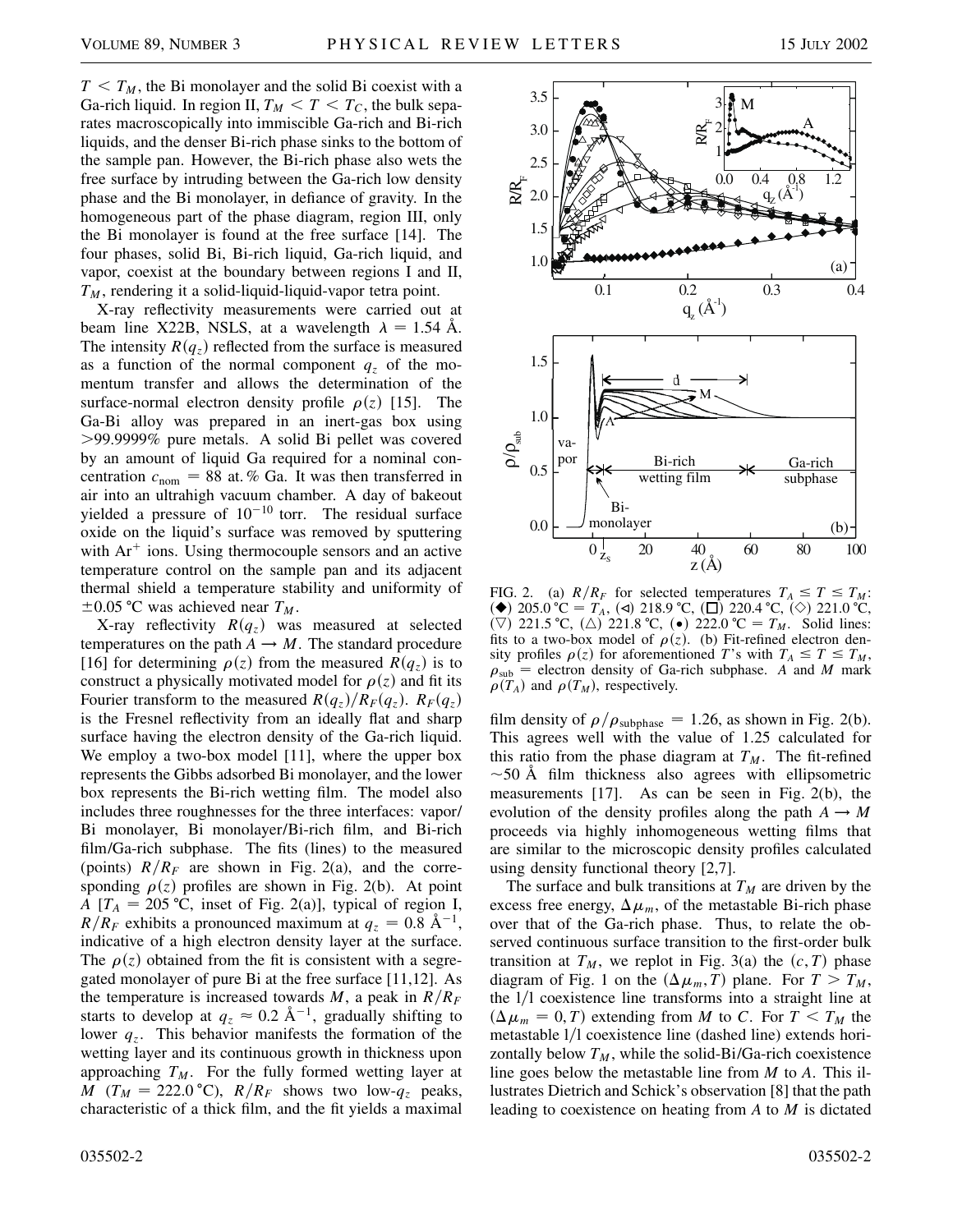$T < T_M$, the Bi monolayer and the solid Bi coexist with a Ga-rich liquid. In region II, $T_M < T < T_C$, the bulk separates macroscopically into immiscible Ga-rich and Bi-rich liquids, and the denser Bi-rich phase sinks to the bottom of the sample pan. However, the Bi-rich phase also wets the free surface by intruding between the Ga-rich low density phase and the Bi monolayer, in defiance of gravity. In the homogeneous part of the phase diagram, region III, only the Bi monolayer is found at the free surface [14]. The four phases, solid Bi, Bi-rich liquid, Ga-rich liquid, and vapor, coexist at the boundary between regions I and II, $T_M$, rendering it a solid-liquid-liquid-vapor tetra point.

X-ray reflectivity measurements were carried out at beam line X22B, NSLS, at a wavelength $\lambda = 1.54$ Å. The intensity $R(q_z)$ reflected from the surface is measured as a function of the normal component $q_z$ of the momentum transfer and allows the determination of the surface-normal electron density profile $\rho(z)$ [15]. The Ga-Bi alloy was prepared in an inert-gas box using >99.9999% pure metals. A solid Bi pellet was covered by an amount of liquid Ga required for a nominal concentration $c_{\mathrm{nom}} = 88$ at.% Ga. It was then transferred in air into an ultrahigh vacuum chamber. A day of bakeout yielded a pressure of $10^{-10}$ torr. The residual surface oxide on the liquid's surface was removed by sputtering with $\mathrm{Ar}^+$ ions. Using thermocouple sensors and an active temperature control on the sample pan and its adjacent thermal shield a temperature stability and uniformity of $\pm 0.05$ °C was achieved near $T_M$.

X-ray reflectivity $R(q_z)$ was measured at selected temperatures on the path $A \rightarrow M$. The standard procedure [16] for determining $\rho(z)$ from the measured $R(q_z)$ is to construct a physically motivated model for $\rho(z)$ and fit its Fourier transform to the measured $R(q_z)/R_F(q_z)$. $R_F(q_z)$ is the Fresnel reflectivity from an ideally flat and sharp surface having the electron density of the Ga-rich liquid. We employ a two-box model [11], where the upper box represents the Gibbs adsorbed Bi monolayer, and the lower box represents the Bi-rich wetting film. The model also includes three roughnesses for the three interfaces: vapor/Bi monolayer, Bi monolayer/Bi-rich film, and Bi-rich film/Ga-rich subphase. The fits (lines) to the measured (points) $R/R_F$ are shown in Fig. 2(a), and the corresponding $\rho(z)$ profiles are shown in Fig. 2(b). At point $A$ [$T_A = 205$ °C, inset of Fig. 2(a)], typical of region I, $R/R_F$ exhibits a pronounced maximum at $q_z = 0.8$ Å$^{-1}$, indicative of a high electron density layer at the surface. The $\rho(z)$ obtained from the fit is consistent with a segregated monolayer of pure Bi at the free surface [11,12]. As the temperature is increased towards $M$, a peak in $R/R_F$ starts to develop at $q_z \approx 0.2$ Å$^{-1}$, gradually shifting to lower $q_z$. This behavior manifests the formation of the wetting layer and its continuous growth in thickness upon approaching $T_M$. For the fully formed wetting layer at $M$ ($T_M = 222.0$ °C), $R/R_F$ shows two low-$q_z$ peaks, characteristic of a thick film, and the fit yields a maximal film density of $\rho/\rho_{\mathrm{subphase}} = 1.26$, as shown in Fig. 2(b). This agrees well with the value of 1.25 calculated for this ratio from the phase diagram at $T_M$. The fit-refined $\sim 50$ Å film thickness also agrees with ellipsometric measurements [17]. As can be seen in Fig. 2(b), the evolution of the density profiles along the path $A \rightarrow M$ proceeds via highly inhomogeneous wetting films that are similar to the microscopic density profiles calculated using density functional theory [2,7].

FIG. 2. (a) $R/R_F$ for selected temperatures $T_A \leq T \leq T_M$: (◆) 205.0 °C = $T_A$, (◁) 218.9 °C, (□) 220.4 °C, (◇) 221.0 °C, (▽) 221.5 °C, (△) 221.8 °C, (●) 222.0 °C = $T_M$. Solid lines: fits to a two-box model of $\rho(z)$. (b) Fit-refined electron density profiles $\rho(z)$ for aforementioned $T$'s with $T_A \leq T \leq T_M$, $\rho_{\mathrm{sub}}$ = electron density of Ga-rich subphase. $A$ and $M$ mark $\rho(T_A)$ and $\rho(T_M)$, respectively.

The surface and bulk transitions at $T_M$ are driven by the excess free energy, $\Delta\mu_m$, of the metastable Bi-rich phase over that of the Ga-rich phase. Thus, to relate the observed continuous surface transition to the first-order bulk transition at $T_M$, we replot in Fig. 3(a) the $(c, T)$ phase diagram of Fig. 1 on the $(\Delta\mu_m, T)$ plane. For $T > T_M$, the l/l coexistence line transforms into a straight line at $(\Delta\mu_m = 0, T)$ extending from $M$ to $C$. For $T < T_M$ the metastable l/l coexistence line (dashed line) extends horizontally below $T_M$, while the solid-Bi/Ga-rich coexistence line goes below the metastable line from $M$ to $A$. This illustrates Dietrich and Schick's observation [8] that the path leading to coexistence on heating from $A$ to $M$ is dictated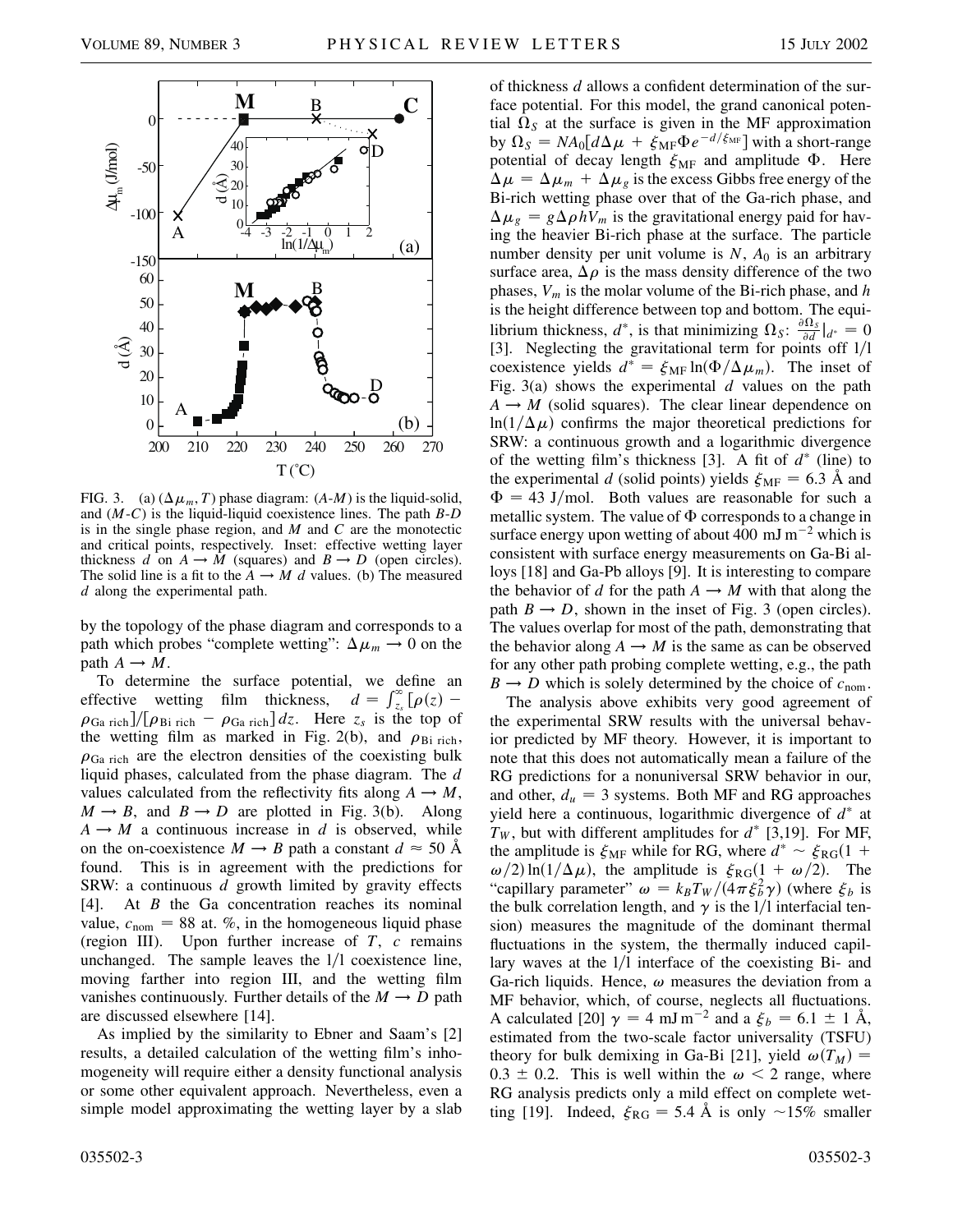FIG. 3. (a) $(\Delta\mu_m, T)$ phase diagram: ($A$-$M$) is the liquid-solid, and ($M$-$C$) is the liquid-liquid coexistence lines. The path $B$-$D$ is in the single phase region, and $M$ and $C$ are the monotectic and critical points, respectively. Inset: effective wetting layer thickness $d$ on $A \to M$ (squares) and $B \to D$ (open circles). The solid line is a fit to the $A \to M$ $d$ values. (b) The measured $d$ along the experimental path.

by the topology of the phase diagram and corresponds to a path which probes "complete wetting": $\Delta\mu_m \to 0$ on the path $A \to M$.

To determine the surface potential, we define an effective wetting film thickness, $d = \int_{z_s}^{\infty} [\rho(z) - \rho_{\text{Ga rich}}]/[\rho_{\text{Bi rich}} - \rho_{\text{Ga rich}}]dz$. Here $z_s$ is the top of the wetting film as marked in Fig. 2(b), and $\rho_{\text{Bi rich}}$, $\rho_{\text{Ga rich}}$ are the electron densities of the coexisting bulk liquid phases, calculated from the phase diagram. The $d$ values calculated from the reflectivity fits along $A \to M$, $M \to B$, and $B \to D$ are plotted in Fig. 3(b). Along $A \to M$ a continuous increase in $d$ is observed, while on the on-coexistence $M \to B$ path a constant $d \approx 50$ Å found. This is in agreement with the predictions for SRW: a continuous $d$ growth limited by gravity effects [4]. At $B$ the Ga concentration reaches its nominal value, $c_{\text{nom}} = 88$ at. %, in the homogeneous liquid phase (region III). Upon further increase of $T$, $c$ remains unchanged. The sample leaves the l/l coexistence line, moving farther into region III, and the wetting film vanishes continuously. Further details of the $M \to D$ path are discussed elsewhere [14].

As implied by the similarity to Ebner and Saam's [2] results, a detailed calculation of the wetting film's inhomogeneity will require either a density functional analysis or some other equivalent approach. Nevertheless, even a simple model approximating the wetting layer by a slab of thickness $d$ allows a confident determination of the surface potential. For this model, the grand canonical potential $\Omega_S$ at the surface is given in the MF approximation by $\Omega_S = NA_0[d\Delta\mu + \xi_{\text{MF}}\Phi e^{-d/\xi_{\text{MF}}}]$ with a short-range potential of decay length $\xi_{\text{MF}}$ and amplitude $\Phi$. Here $\Delta\mu = \Delta\mu_m + \Delta\mu_g$ is the excess Gibbs free energy of the Bi-rich wetting phase over that of the Ga-rich phase, and $\Delta\mu_g = g\Delta\rho h V_m$ is the gravitational energy paid for having the heavier Bi-rich phase at the surface. The particle number density per unit volume is $N$, $A_0$ is an arbitrary surface area, $\Delta\rho$ is the mass density difference of the two phases, $V_m$ is the molar volume of the Bi-rich phase, and $h$ is the height difference between top and bottom. The equilibrium thickness, $d^*$, is that minimizing $\Omega_S$: $\frac{\partial\Omega_S}{\partial d}|_{d^*} = 0$ [3]. Neglecting the gravitational term for points off l/l coexistence yields $d^* = \xi_{\text{MF}} \ln(\Phi/\Delta\mu_m)$. The inset of Fig. 3(a) shows the experimental $d$ values on the path $A \to M$ (solid squares). The clear linear dependence on $\ln(1/\Delta\mu)$ confirms the major theoretical predictions for SRW: a continuous growth and a logarithmic divergence of the wetting film's thickness [3]. A fit of $d^*$ (line) to the experimental $d$ (solid points) yields $\xi_{\text{MF}} = 6.3$ Å and $\Phi = 43$ J/mol. Both values are reasonable for such a metallic system. The value of $\Phi$ corresponds to a change in surface energy upon wetting of about 400 mJ m$^{-2}$ which is consistent with surface energy measurements on Ga-Bi alloys [18] and Ga-Pb alloys [9]. It is interesting to compare the behavior of $d$ for the path $A \to M$ with that along the path $B \to D$, shown in the inset of Fig. 3 (open circles). The values overlap for most of the path, demonstrating that the behavior along $A \to M$ is the same as can be observed for any other path probing complete wetting, e.g., the path $B \to D$ which is solely determined by the choice of $c_{\text{nom}}$.

The analysis above exhibits very good agreement of the experimental SRW results with the universal behavior predicted by MF theory. However, it is important to note that this does not automatically mean a failure of the RG predictions for a nonuniversal SRW behavior in our, and other, $d_u = 3$ systems. Both MF and RG approaches yield here a continuous, logarithmic divergence of $d^*$ at $T_W$, but with different amplitudes for $d^*$ [3,19]. For MF, the amplitude is $\xi_{\text{MF}}$ while for RG, where $d^* \sim \xi_{\text{RG}}(1 + \omega/2)\ln(1/\Delta\mu)$, the amplitude is $\xi_{\text{RG}}(1 + \omega/2)$. The "capillary parameter" $\omega = k_B T_W/(4\pi\xi_b^2\gamma)$ (where $\xi_b$ is the bulk correlation length, and $\gamma$ is the l/l interfacial tension) measures the magnitude of the dominant thermal fluctuations in the system, the thermally induced capillary waves at the l/l interface of the coexisting Bi- and Ga-rich liquids. Hence, $\omega$ measures the deviation from a MF behavior, which, of course, neglects all fluctuations. A calculated [20] $\gamma = 4$ mJ m$^{-2}$ and a $\xi_b = 6.1 \pm 1$ Å, estimated from the two-scale factor universality (TSFU) theory for bulk demixing in Ga-Bi [21], yield $\omega(T_M) = 0.3 \pm 0.2$. This is well within the $\omega < 2$ range, where RG analysis predicts only a mild effect on complete wetting [19]. Indeed, $\xi_{\text{RG}} = 5.4$ Å is only $\sim$15% smaller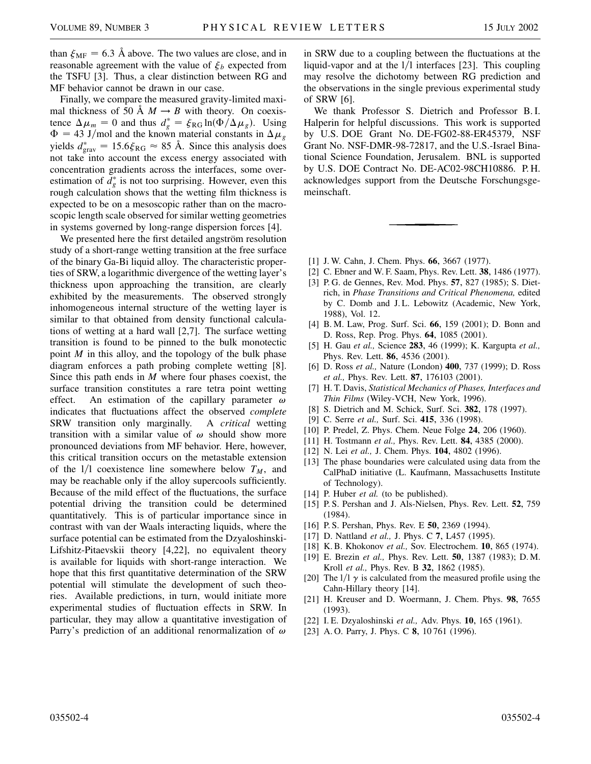than $\xi_{\mathrm{MF}} = 6.3$ Å above. The two values are close, and in reasonable agreement with the value of $\xi_b$ expected from the TSFU [3]. Thus, a clear distinction between RG and MF behavior cannot be drawn in our case.

Finally, we compare the measured gravity-limited maximal thickness of 50 Å $M \to B$ with theory. On coexistence $\Delta\mu_m = 0$ and thus $d_g^* = \xi_{\mathrm{RG}} \ln(\Phi/\Delta\mu_g)$. Using $\Phi = 43$ J/mol and the known material constants in $\Delta\mu_g$ yields $d_{\mathrm{grav}}^* = 15.6\xi_{\mathrm{RG}} \approx 85$ Å. Since this analysis does not take into account the excess energy associated with concentration gradients across the interfaces, some overestimation of $d_g^*$ is not too surprising. However, even this rough calculation shows that the wetting film thickness is expected to be on a mesoscopic rather than on the macroscopic length scale observed for similar wetting geometries in systems governed by long-range dispersion forces [4].

We presented here the first detailed angström resolution study of a short-range wetting transition at the free surface of the binary Ga-Bi liquid alloy. The characteristic properties of SRW, a logarithmic divergence of the wetting layer's thickness upon approaching the transition, are clearly exhibited by the measurements. The observed strongly inhomogeneous internal structure of the wetting layer is similar to that obtained from density functional calculations of wetting at a hard wall [2,7]. The surface wetting transition is found to be pinned to the bulk monotectic point $M$ in this alloy, and the topology of the bulk phase diagram enforces a path probing complete wetting [8]. Since this path ends in $M$ where four phases coexist, the surface transition constitutes a rare tetra point wetting effect. An estimation of the capillary parameter $\omega$ indicates that fluctuations affect the observed *complete* SRW transition only marginally. A *critical* wetting transition with a similar value of $\omega$ should show more pronounced deviations from MF behavior. Here, however, this critical transition occurs on the metastable extension of the l/l coexistence line somewhere below $T_M$, and may be reachable only if the alloy supercools sufficiently. Because of the mild effect of the fluctuations, the surface potential driving the transition could be determined quantitatively. This is of particular importance since in contrast with van der Waals interacting liquids, where the surface potential can be estimated from the Dzyaloshinski-Lifshitz-Pitaevskii theory [4,22], no equivalent theory is available for liquids with short-range interaction. We hope that this first quantitative determination of the SRW potential will stimulate the development of such theories. Available predictions, in turn, would initiate more experimental studies of fluctuation effects in SRW. In particular, they may allow a quantitative investigation of Parry's prediction of an additional renormalization of $\omega$ in SRW due to a coupling between the fluctuations at the liquid-vapor and at the l/l interfaces [23]. This coupling may resolve the dichotomy between RG prediction and the observations in the single previous experimental study of SRW [6].

We thank Professor S. Dietrich and Professor B. I. Halperin for helpful discussions. This work is supported by U.S. DOE Grant No. DE-FG02-88-ER45379, NSF Grant No. NSF-DMR-98-72817, and the U.S.-Israel Binational Science Foundation, Jerusalem. BNL is supported by U.S. DOE Contract No. DE-AC02-98CH10886. P. H. acknowledges support from the Deutsche Forschungsgemeinschaft.

---

[1] J. W. Cahn, J. Chem. Phys. **66**, 3667 (1977).

[2] C. Ebner and W. F. Saam, Phys. Rev. Lett. **38**, 1486 (1977).

[3] P. G. de Gennes, Rev. Mod. Phys. **57**, 827 (1985); S. Dietrich, in *Phase Transitions and Critical Phenomena,* edited by C. Domb and J. L. Lebowitz (Academic, New York, 1988), Vol. 12.

[4] B. M. Law, Prog. Surf. Sci. **66**, 159 (2001); D. Bonn and D. Ross, Rep. Prog. Phys. **64**, 1085 (2001).

[5] H. Gau *et al.,* Science **283**, 46 (1999); K. Kargupta *et al.,* Phys. Rev. Lett. **86**, 4536 (2001).

[6] D. Ross *et al.,* Nature (London) **400**, 737 (1999); D. Ross *et al.,* Phys. Rev. Lett. **87**, 176103 (2001).

[7] H. T. Davis, *Statistical Mechanics of Phases, Interfaces and Thin Films* (Wiley-VCH, New York, 1996).

[8] S. Dietrich and M. Schick, Surf. Sci. **382**, 178 (1997).

[9] C. Serre *et al.,* Surf. Sci. **415**, 336 (1998).

[10] P. Predel, Z. Phys. Chem. Neue Folge **24**, 206 (1960).

[11] H. Tostmann *et al.,* Phys. Rev. Lett. **84**, 4385 (2000).

[12] N. Lei *et al.,* J. Chem. Phys. **104**, 4802 (1996).

[13] The phase boundaries were calculated using data from the CalPhaD initiative (L. Kaufmann, Massachusetts Institute of Technology).

[14] P. Huber *et al.* (to be published).

[15] P. S. Pershan and J. Als-Nielsen, Phys. Rev. Lett. **52**, 759 (1984).

[16] P. S. Pershan, Phys. Rev. E **50**, 2369 (1994).

[17] D. Nattland *et al.,* J. Phys. C **7**, L457 (1995).

[18] K. B. Khokonov *et al.,* Sov. Electrochem. **10**, 865 (1974).

[19] E. Brezin *et al.,* Phys. Rev. Lett. **50**, 1387 (1983); D. M. Kroll *et al.,* Phys. Rev. B **32**, 1862 (1985).

[20] The l/l $\gamma$ is calculated from the measured profile using the Cahn-Hillary theory [14].

[21] H. Kreuser and D. Woermann, J. Chem. Phys. **98**, 7655 (1993).

[22] I. E. Dzyaloshinski *et al.,* Adv. Phys. **10**, 165 (1961).

[23] A. O. Parry, J. Phys. C **8**, 10 761 (1996).